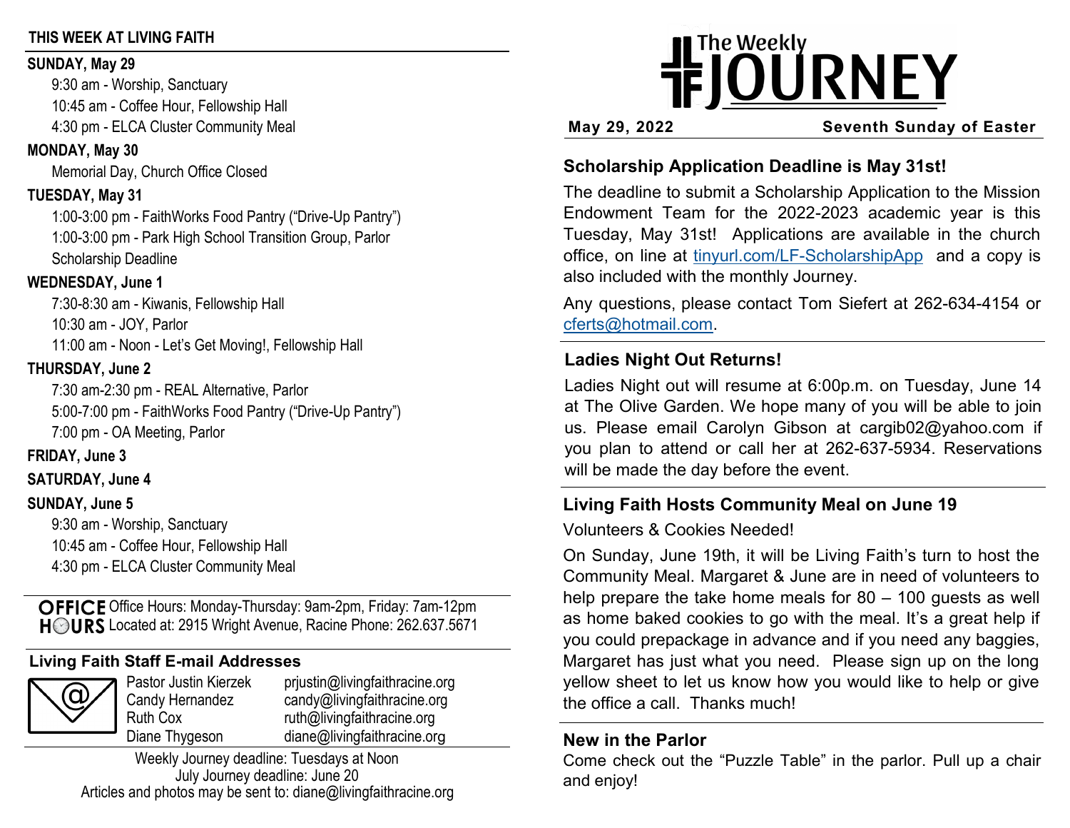## THIS WEEK AT LIVING FAITH

**SUNDAY, May 29**

9:30 am - Worship, Sanctuary
10:45 am - Coffee Hour, Fellowship Hall
4:30 pm - ELCA Cluster Community Meal

**MONDAY, May 30**

Memorial Day, Church Office Closed

**TUESDAY, May 31**

1:00-3:00 pm - FaithWorks Food Pantry ("Drive-Up Pantry")
1:00-3:00 pm - Park High School Transition Group, Parlor
Scholarship Deadline

**WEDNESDAY, June 1**

7:30-8:30 am - Kiwanis, Fellowship Hall
10:30 am - JOY, Parlor
11:00 am - Noon - Let's Get Moving!, Fellowship Hall

**THURSDAY, June 2**

7:30 am-2:30 pm - REAL Alternative, Parlor
5:00-7:00 pm - FaithWorks Food Pantry ("Drive-Up Pantry")
7:00 pm - OA Meeting, Parlor

**FRIDAY, June 3**

**SATURDAY, June 4**

**SUNDAY, June 5**

9:30 am - Worship, Sanctuary
10:45 am - Coffee Hour, Fellowship Hall
4:30 pm - ELCA Cluster Community Meal

**OFFICE HOURS** Office Hours: Monday-Thursday: 9am-2pm, Friday: 7am-12pm
Located at: 2915 Wright Avenue, Racine Phone: 262.637.5671

### Living Faith Staff E-mail Addresses

| | |
|---|---|
| Pastor Justin Kierzek | prjustin@livingfaithracine.org |
| Candy Hernandez | candy@livingfaithracine.org |
| Ruth Cox | ruth@livingfaithracine.org |
| Diane Thygeson | diane@livingfaithracine.org |

Weekly Journey deadline: Tuesdays at Noon
July Journey deadline: June 20
Articles and photos may be sent to: diane@livingfaithracine.org

# The Weekly JOURNEY

**May 29, 2022** **Seventh Sunday of Easter**

### Scholarship Application Deadline is May 31st!

The deadline to submit a Scholarship Application to the Mission Endowment Team for the 2022-2023 academic year is this Tuesday, May 31st! Applications are available in the church office, on line at tinyurl.com/LF-ScholarshipApp and a copy is also included with the monthly Journey.

Any questions, please contact Tom Siefert at 262-634-4154 or cferts@hotmail.com.

### Ladies Night Out Returns!

Ladies Night out will resume at 6:00p.m. on Tuesday, June 14 at The Olive Garden. We hope many of you will be able to join us. Please email Carolyn Gibson at cargib02@yahoo.com if you plan to attend or call her at 262-637-5934. Reservations will be made the day before the event.

### Living Faith Hosts Community Meal on June 19

Volunteers & Cookies Needed!

On Sunday, June 19th, it will be Living Faith's turn to host the Community Meal. Margaret & June are in need of volunteers to help prepare the take home meals for 80 – 100 guests as well as home baked cookies to go with the meal. It's a great help if you could prepackage in advance and if you need any baggies, Margaret has just what you need. Please sign up on the long yellow sheet to let us know how you would like to help or give the office a call. Thanks much!

### New in the Parlor

Come check out the "Puzzle Table" in the parlor. Pull up a chair and enjoy!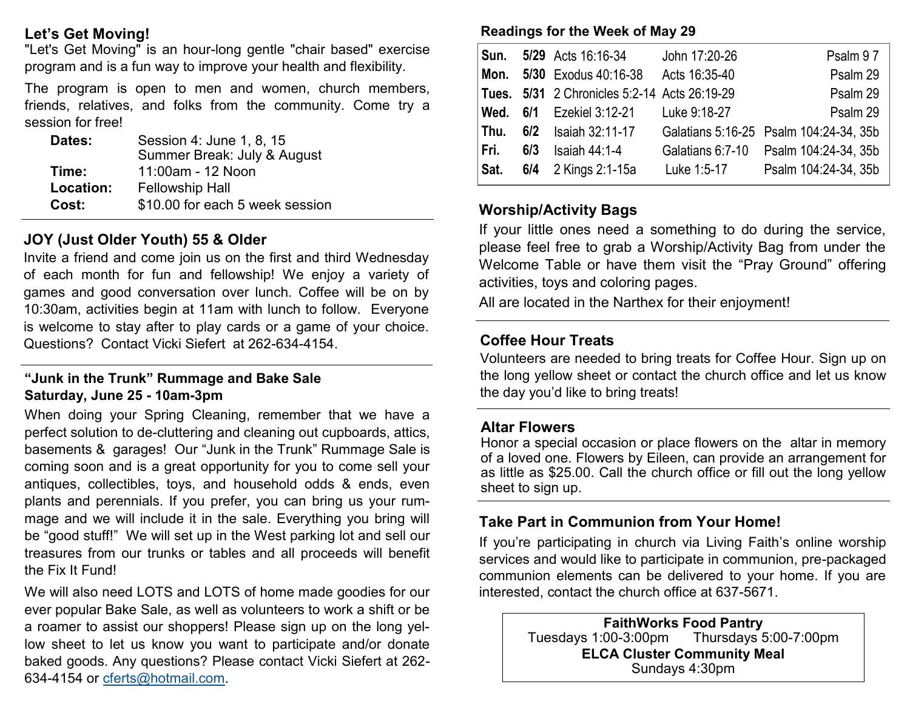## Let's Get Moving!

"Let's Get Moving" is an hour-long gentle "chair based" exercise program and is a fun way to improve your health and flexibility.

The program is open to men and women, church members, friends, relatives, and folks from the community. Come try a session for free!

**Dates:** Session 4: June 1, 8, 15
Summer Break: July & August
**Time:** 11:00am - 12 Noon
**Location:** Fellowship Hall
**Cost:** $10.00 for each 5 week session

## JOY (Just Older Youth) 55 & Older

Invite a friend and come join us on the first and third Wednesday of each month for fun and fellowship! We enjoy a variety of games and good conversation over lunch. Coffee will be on by 10:30am, activities begin at 11am with lunch to follow. Everyone is welcome to stay after to play cards or a game of your choice. Questions? Contact Vicki Siefert at 262-634-4154.

## "Junk in the Trunk" Rummage and Bake Sale
**Saturday, June 25 - 10am-3pm**

When doing your Spring Cleaning, remember that we have a perfect solution to de-cluttering and cleaning out cupboards, attics, basements & garages! Our "Junk in the Trunk" Rummage Sale is coming soon and is a great opportunity for you to come sell your antiques, collectibles, toys, and household odds & ends, even plants and perennials. If you prefer, you can bring us your rummage and we will include it in the sale. Everything you bring will be "good stuff!" We will set up in the West parking lot and sell our treasures from our trunks or tables and all proceeds will benefit the Fix It Fund!

We will also need LOTS and LOTS of home made goodies for our ever popular Bake Sale, as well as volunteers to work a shift or be a roamer to assist our shoppers! Please sign up on the long yellow sheet to let us know you want to participate and/or donate baked goods. Any questions? Please contact Vicki Siefert at 262-634-4154 or cferts@hotmail.com.

## Readings for the Week of May 29

| | | | | |
|---|---|---|---|---|
| **Sun.** | **5/29** | Acts 16:16-34 | John 17:20-26 | Psalm 9 7 |
| **Mon.** | **5/30** | Exodus 40:16-38 | Acts 16:35-40 | Psalm 29 |
| **Tues.** | **5/31** | 2 Chronicles 5:2-14 | Acts 26:19-29 | Psalm 29 |
| **Wed.** | **6/1** | Ezekiel 3:12-21 | Luke 9:18-27 | Psalm 29 |
| **Thu.** | **6/2** | Isaiah 32:11-17 | Galatians 5:16-25 | Psalm 104:24-34, 35b |
| **Fri.** | **6/3** | Isaiah 44:1-4 | Galatians 6:7-10 | Psalm 104:24-34, 35b |
| **Sat.** | **6/4** | 2 Kings 2:1-15a | Luke 1:5-17 | Psalm 104:24-34, 35b |

## Worship/Activity Bags

If your little ones need a something to do during the service, please feel free to grab a Worship/Activity Bag from under the Welcome Table or have them visit the "Pray Ground" offering activities, toys and coloring pages.

All are located in the Narthex for their enjoyment!

## Coffee Hour Treats

Volunteers are needed to bring treats for Coffee Hour. Sign up on the long yellow sheet or contact the church office and let us know the day you'd like to bring treats!

## Altar Flowers

Honor a special occasion or place flowers on the altar in memory of a loved one. Flowers by Eileen, can provide an arrangement for as little as $25.00. Call the church office or fill out the long yellow sheet to sign up.

## Take Part in Communion from Your Home!

If you're participating in church via Living Faith's online worship services and would like to participate in communion, pre-packaged communion elements can be delivered to your home. If you are interested, contact the church office at 637-5671.

**FaithWorks Food Pantry**
Tuesdays 1:00-3:00pm Thursdays 5:00-7:00pm
**ELCA Cluster Community Meal**
Sundays 4:30pm